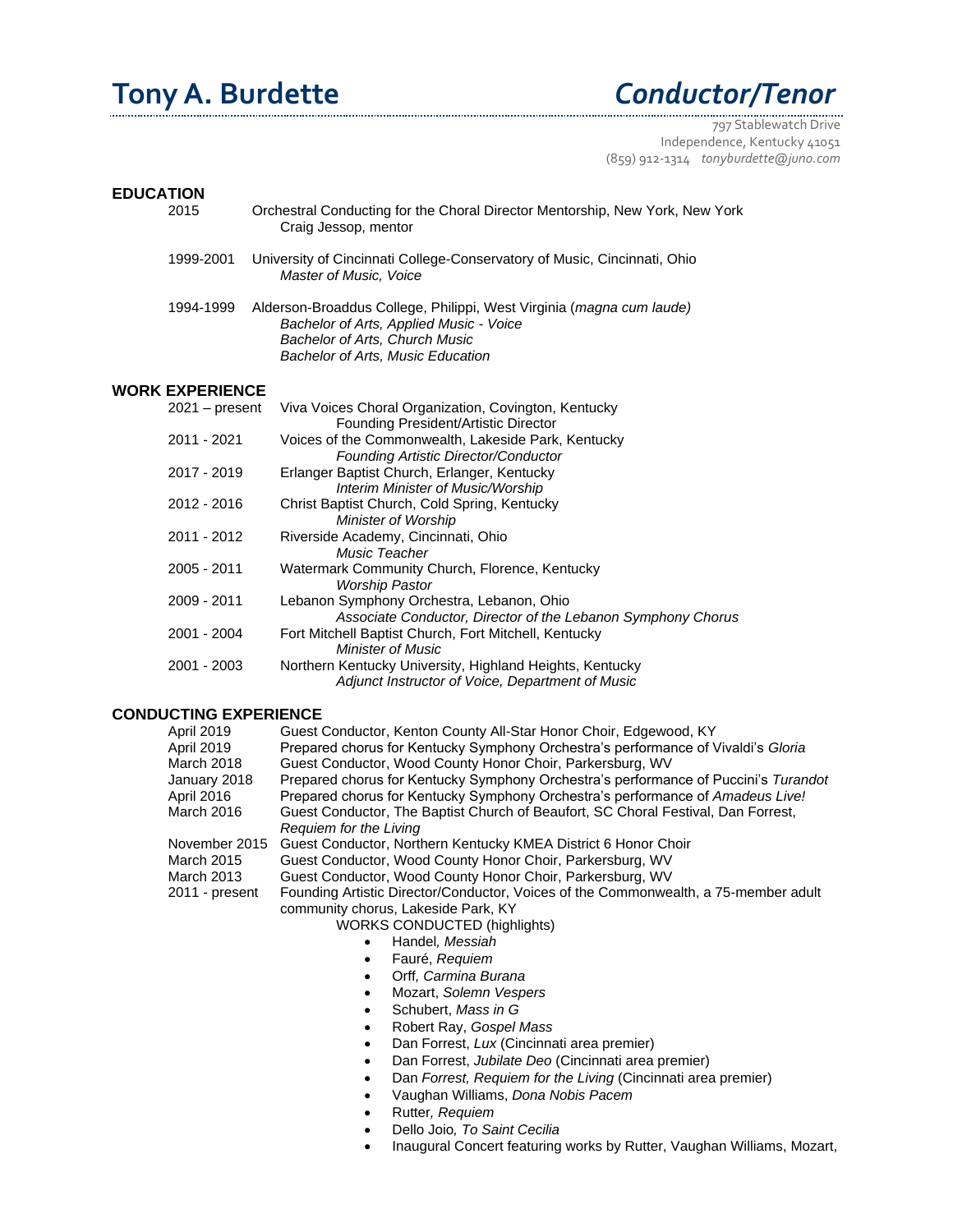# Tony A. Burdette *Conductor/Tenor*

797 Stablewatch Drive
Independence, Kentucky 41051
(859) 912-1314 *tonyburdette@juno.com*

## EDUCATION

2015 Orchestral Conducting for the Choral Director Mentorship, New York, New York
Craig Jessop, mentor

1999-2001 University of Cincinnati College-Conservatory of Music, Cincinnati, Ohio
*Master of Music, Voice*

1994-1999 Alderson-Broaddus College, Philippi, West Virginia (*magna cum laude)*
*Bachelor of Arts, Applied Music - Voice*
*Bachelor of Arts, Church Music*
*Bachelor of Arts, Music Education*

## WORK EXPERIENCE

2021 – present Viva Voices Choral Organization, Covington, Kentucky
Founding President/Artistic Director

2011 - 2021 Voices of the Commonwealth, Lakeside Park, Kentucky
*Founding Artistic Director/Conductor*

2017 - 2019 Erlanger Baptist Church, Erlanger, Kentucky
*Interim Minister of Music/Worship*

2012 - 2016 Christ Baptist Church, Cold Spring, Kentucky
*Minister of Worship*

2011 - 2012 Riverside Academy, Cincinnati, Ohio
*Music Teacher*

2005 - 2011 Watermark Community Church, Florence, Kentucky
*Worship Pastor*

2009 - 2011 Lebanon Symphony Orchestra, Lebanon, Ohio
*Associate Conductor, Director of the Lebanon Symphony Chorus*

2001 - 2004 Fort Mitchell Baptist Church, Fort Mitchell, Kentucky
*Minister of Music*

2001 - 2003 Northern Kentucky University, Highland Heights, Kentucky
*Adjunct Instructor of Voice, Department of Music*

## CONDUCTING EXPERIENCE

April 2019 Guest Conductor, Kenton County All-Star Honor Choir, Edgewood, KY

April 2019 Prepared chorus for Kentucky Symphony Orchestra's performance of Vivaldi's *Gloria*

March 2018 Guest Conductor, Wood County Honor Choir, Parkersburg, WV

January 2018 Prepared chorus for Kentucky Symphony Orchestra's performance of Puccini's *Turandot*

April 2016 Prepared chorus for Kentucky Symphony Orchestra's performance of *Amadeus Live!*

March 2016 Guest Conductor, The Baptist Church of Beaufort, SC Choral Festival, Dan Forrest, *Requiem for the Living*

November 2015 Guest Conductor, Northern Kentucky KMEA District 6 Honor Choir

March 2015 Guest Conductor, Wood County Honor Choir, Parkersburg, WV

March 2013 Guest Conductor, Wood County Honor Choir, Parkersburg, WV

2011 - present Founding Artistic Director/Conductor, Voices of the Commonwealth, a 75-member adult community chorus, Lakeside Park, KY

WORKS CONDUCTED (highlights)

- Handel*, Messiah*
- Fauré, *Requiem*
- Orff*, Carmina Burana*
- Mozart, *Solemn Vespers*
- Schubert, *Mass in G*
- Robert Ray, *Gospel Mass*
- Dan Forrest, *Lux* (Cincinnati area premier)
- Dan Forrest, *Jubilate Deo* (Cincinnati area premier)
- Dan *Forrest, Requiem for the Living* (Cincinnati area premier)
- Vaughan Williams, *Dona Nobis Pacem*
- Rutter*, Requiem*
- Dello Joio*, To Saint Cecilia*
- Inaugural Concert featuring works by Rutter, Vaughan Williams, Mozart,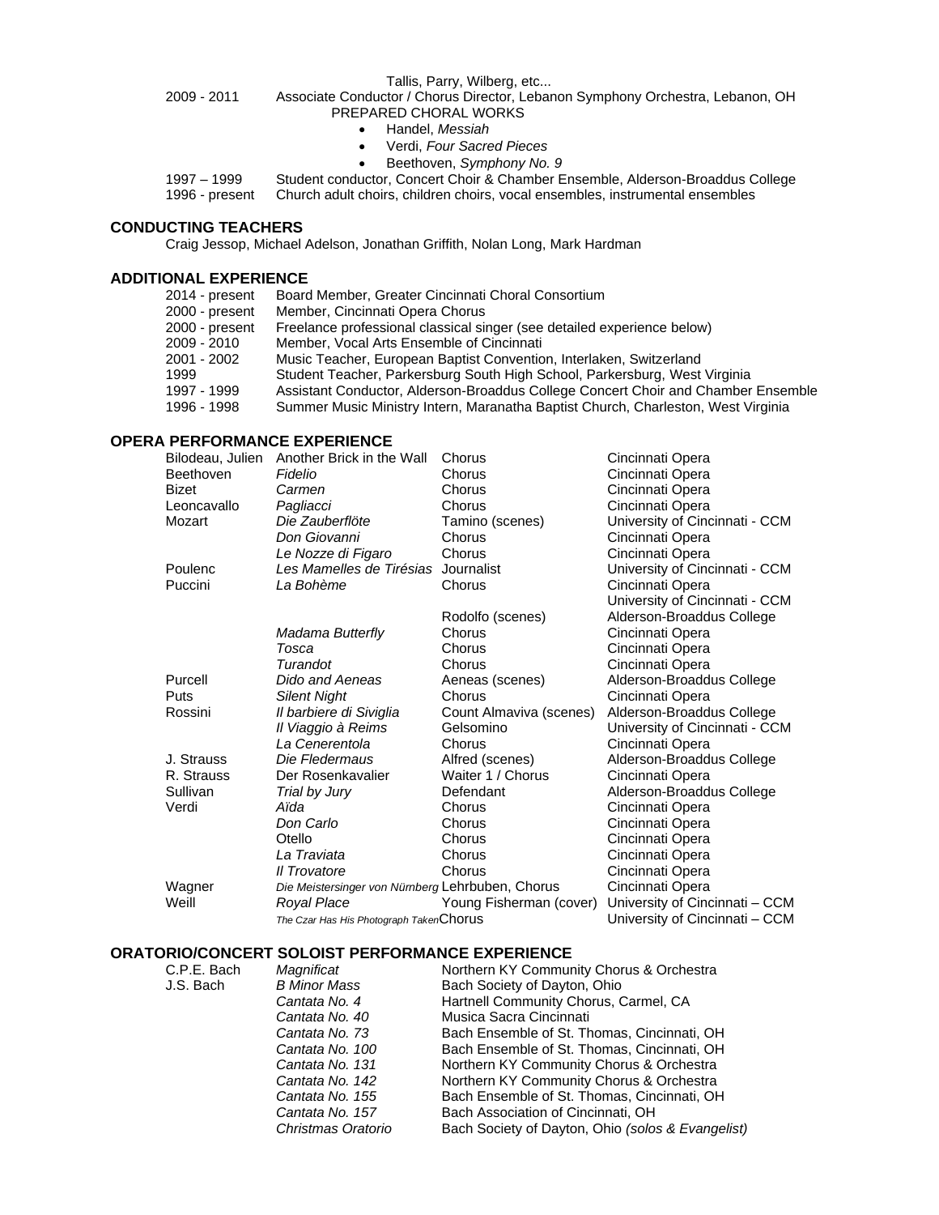Tallis, Parry, Wilberg, etc...

| | |
|---|---|
| 2009 - 2011 | Associate Conductor / Chorus Director, Lebanon Symphony Orchestra, Lebanon, OH |

PREPARED CHORAL WORKS

- Handel, *Messiah*
- Verdi, *Four Sacred Pieces*
- Beethoven, *Symphony No. 9*

| | |
|---|---|
| 1997 – 1999 | Student conductor, Concert Choir & Chamber Ensemble, Alderson-Broaddus College |
| 1996 - present | Church adult choirs, children choirs, vocal ensembles, instrumental ensembles |

## CONDUCTING TEACHERS

Craig Jessop, Michael Adelson, Jonathan Griffith, Nolan Long, Mark Hardman

## ADDITIONAL EXPERIENCE

| | |
|---|---|
| 2014 - present | Board Member, Greater Cincinnati Choral Consortium |
| 2000 - present | Member, Cincinnati Opera Chorus |
| 2000 - present | Freelance professional classical singer (see detailed experience below) |
| 2009 - 2010 | Member, Vocal Arts Ensemble of Cincinnati |
| 2001 - 2002 | Music Teacher, European Baptist Convention, Interlaken, Switzerland |
| 1999 | Student Teacher, Parkersburg South High School, Parkersburg, West Virginia |
| 1997 - 1999 | Assistant Conductor, Alderson-Broaddus College Concert Choir and Chamber Ensemble |
| 1996 - 1998 | Summer Music Ministry Intern, Maranatha Baptist Church, Charleston, West Virginia |

## OPERA PERFORMANCE EXPERIENCE

| | | | |
|---|---|---|---|
| Bilodeau, Julien | Another Brick in the Wall | Chorus | Cincinnati Opera |
| Beethoven | *Fidelio* | Chorus | Cincinnati Opera |
| Bizet | *Carmen* | Chorus | Cincinnati Opera |
| Leoncavallo | *Pagliacci* | Chorus | Cincinnati Opera |
| Mozart | *Die Zauberflöte* | Tamino (scenes) | University of Cincinnati - CCM |
| | *Don Giovanni* | Chorus | Cincinnati Opera |
| | *Le Nozze di Figaro* | Chorus | Cincinnati Opera |
| Poulenc | *Les Mamelles de Tirésias* | Journalist | University of Cincinnati - CCM |
| Puccini | *La Bohème* | Chorus | Cincinnati Opera |
| | | | University of Cincinnati - CCM |
| | | Rodolfo (scenes) | Alderson-Broaddus College |
| | *Madama Butterfly* | Chorus | Cincinnati Opera |
| | *Tosca* | Chorus | Cincinnati Opera |
| | *Turandot* | Chorus | Cincinnati Opera |
| Purcell | *Dido and Aeneas* | Aeneas (scenes) | Alderson-Broaddus College |
| Puts | *Silent Night* | Chorus | Cincinnati Opera |
| Rossini | *Il barbiere di Siviglia* | Count Almaviva (scenes) | Alderson-Broaddus College |
| | *Il Viaggio à Reims* | Gelsomino | University of Cincinnati - CCM |
| | *La Cenerentola* | Chorus | Cincinnati Opera |
| J. Strauss | *Die Fledermaus* | Alfred (scenes) | Alderson-Broaddus College |
| R. Strauss | Der Rosenkavalier | Waiter 1 / Chorus | Cincinnati Opera |
| Sullivan | *Trial by Jury* | Defendant | Alderson-Broaddus College |
| Verdi | *Aïda* | Chorus | Cincinnati Opera |
| | *Don Carlo* | Chorus | Cincinnati Opera |
| | Otello | Chorus | Cincinnati Opera |
| | *La Traviata* | Chorus | Cincinnati Opera |
| | *Il Trovatore* | Chorus | Cincinnati Opera |
| Wagner | *Die Meistersinger von Nürnberg* | Lehrbuben, Chorus | Cincinnati Opera |
| Weill | *Royal Place* | Young Fisherman (cover) | University of Cincinnati – CCM |
| | *The Czar Has His Photograph Taken* | Chorus | University of Cincinnati – CCM |

## ORATORIO/CONCERT SOLOIST PERFORMANCE EXPERIENCE

| | | |
|---|---|---|
| C.P.E. Bach | *Magnificat* | Northern KY Community Chorus & Orchestra |
| J.S. Bach | *B Minor Mass* | Bach Society of Dayton, Ohio |
| | *Cantata No. 4* | Hartnell Community Chorus, Carmel, CA |
| | *Cantata No. 40* | Musica Sacra Cincinnati |
| | *Cantata No. 73* | Bach Ensemble of St. Thomas, Cincinnati, OH |
| | *Cantata No. 100* | Bach Ensemble of St. Thomas, Cincinnati, OH |
| | *Cantata No. 131* | Northern KY Community Chorus & Orchestra |
| | *Cantata No. 142* | Northern KY Community Chorus & Orchestra |
| | *Cantata No. 155* | Bach Ensemble of St. Thomas, Cincinnati, OH |
| | *Cantata No. 157* | Bach Association of Cincinnati, OH |
| | *Christmas Oratorio* | Bach Society of Dayton, Ohio *(solos & Evangelist)* |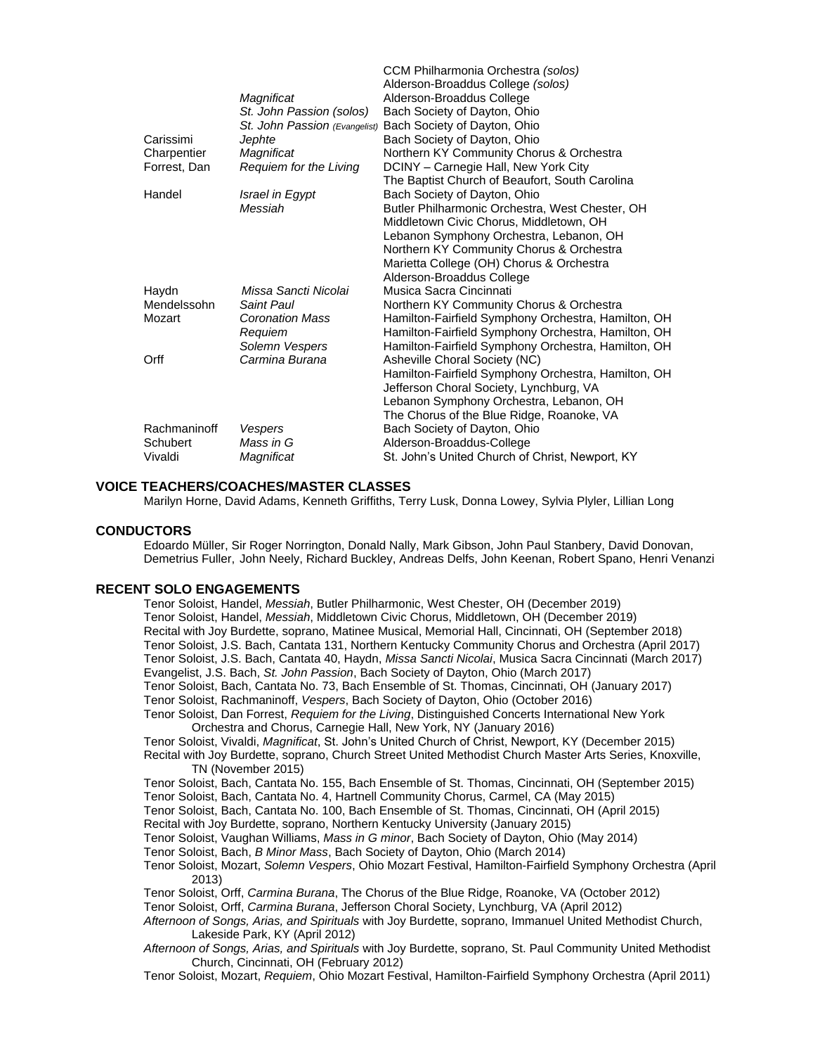| | | |
|---|---|---|
| | | CCM Philharmonia Orchestra *(solos)* |
| | | Alderson-Broaddus College *(solos)* |
| | *Magnificat* | Alderson-Broaddus College |
| | *St. John Passion (solos)* | Bach Society of Dayton, Ohio |
| | *St. John Passion (Evangelist)* | Bach Society of Dayton, Ohio |
| Carissimi | *Jephte* | Bach Society of Dayton, Ohio |
| Charpentier | *Magnificat* | Northern KY Community Chorus & Orchestra |
| Forrest, Dan | *Requiem for the Living* | DCINY – Carnegie Hall, New York City |
| | | The Baptist Church of Beaufort, South Carolina |
| Handel | *Israel in Egypt* | Bach Society of Dayton, Ohio |
| | *Messiah* | Butler Philharmonic Orchestra, West Chester, OH |
| | | Middletown Civic Chorus, Middletown, OH |
| | | Lebanon Symphony Orchestra, Lebanon, OH |
| | | Northern KY Community Chorus & Orchestra |
| | | Marietta College (OH) Chorus & Orchestra |
| | | Alderson-Broaddus College |
| Haydn | *Missa Sancti Nicolai* | Musica Sacra Cincinnati |
| Mendelssohn | *Saint Paul* | Northern KY Community Chorus & Orchestra |
| Mozart | *Coronation Mass* | Hamilton-Fairfield Symphony Orchestra, Hamilton, OH |
| | *Requiem* | Hamilton-Fairfield Symphony Orchestra, Hamilton, OH |
| | *Solemn Vespers* | Hamilton-Fairfield Symphony Orchestra, Hamilton, OH |
| Orff | *Carmina Burana* | Asheville Choral Society (NC) |
| | | Hamilton-Fairfield Symphony Orchestra, Hamilton, OH |
| | | Jefferson Choral Society, Lynchburg, VA |
| | | Lebanon Symphony Orchestra, Lebanon, OH |
| | | The Chorus of the Blue Ridge, Roanoke, VA |
| Rachmaninoff | *Vespers* | Bach Society of Dayton, Ohio |
| Schubert | *Mass in G* | Alderson-Broaddus-College |
| Vivaldi | *Magnificat* | St. John's United Church of Christ, Newport, KY |

## VOICE TEACHERS/COACHES/MASTER CLASSES

Marilyn Horne, David Adams, Kenneth Griffiths, Terry Lusk, Donna Lowey, Sylvia Plyler, Lillian Long

## CONDUCTORS

Edoardo Müller, Sir Roger Norrington, Donald Nally, Mark Gibson, John Paul Stanbery, David Donovan, Demetrius Fuller, John Neely, Richard Buckley, Andreas Delfs, John Keenan, Robert Spano, Henri Venanzi

## RECENT SOLO ENGAGEMENTS

Tenor Soloist, Handel, *Messiah*, Butler Philharmonic, West Chester, OH (December 2019)
Tenor Soloist, Handel, *Messiah*, Middletown Civic Chorus, Middletown, OH (December 2019)
Recital with Joy Burdette, soprano, Matinee Musical, Memorial Hall, Cincinnati, OH (September 2018)
Tenor Soloist, J.S. Bach, Cantata 131, Northern Kentucky Community Chorus and Orchestra (April 2017)
Tenor Soloist, J.S. Bach, Cantata 40, Haydn, *Missa Sancti Nicolai*, Musica Sacra Cincinnati (March 2017)
Evangelist, J.S. Bach, *St. John Passion*, Bach Society of Dayton, Ohio (March 2017)
Tenor Soloist, Bach, Cantata No. 73, Bach Ensemble of St. Thomas, Cincinnati, OH (January 2017)
Tenor Soloist, Rachmaninoff, *Vespers*, Bach Society of Dayton, Ohio (October 2016)
Tenor Soloist, Dan Forrest, *Requiem for the Living*, Distinguished Concerts International New York Orchestra and Chorus, Carnegie Hall, New York, NY (January 2016)
Tenor Soloist, Vivaldi, *Magnificat*, St. John's United Church of Christ, Newport, KY (December 2015)
Recital with Joy Burdette, soprano, Church Street United Methodist Church Master Arts Series, Knoxville, TN (November 2015)
Tenor Soloist, Bach, Cantata No. 155, Bach Ensemble of St. Thomas, Cincinnati, OH (September 2015)
Tenor Soloist, Bach, Cantata No. 4, Hartnell Community Chorus, Carmel, CA (May 2015)
Tenor Soloist, Bach, Cantata No. 100, Bach Ensemble of St. Thomas, Cincinnati, OH (April 2015)
Recital with Joy Burdette, soprano, Northern Kentucky University (January 2015)
Tenor Soloist, Vaughan Williams, *Mass in G minor*, Bach Society of Dayton, Ohio (May 2014)
Tenor Soloist, Bach, *B Minor Mass*, Bach Society of Dayton, Ohio (March 2014)
Tenor Soloist, Mozart, *Solemn Vespers*, Ohio Mozart Festival, Hamilton-Fairfield Symphony Orchestra (April 2013)
Tenor Soloist, Orff, *Carmina Burana*, The Chorus of the Blue Ridge, Roanoke, VA (October 2012)
Tenor Soloist, Orff, *Carmina Burana*, Jefferson Choral Society, Lynchburg, VA (April 2012)
*Afternoon of Songs, Arias, and Spirituals* with Joy Burdette, soprano, Immanuel United Methodist Church, Lakeside Park, KY (April 2012)
*Afternoon of Songs, Arias, and Spirituals* with Joy Burdette, soprano, St. Paul Community United Methodist Church, Cincinnati, OH (February 2012)
Tenor Soloist, Mozart, *Requiem*, Ohio Mozart Festival, Hamilton-Fairfield Symphony Orchestra (April 2011)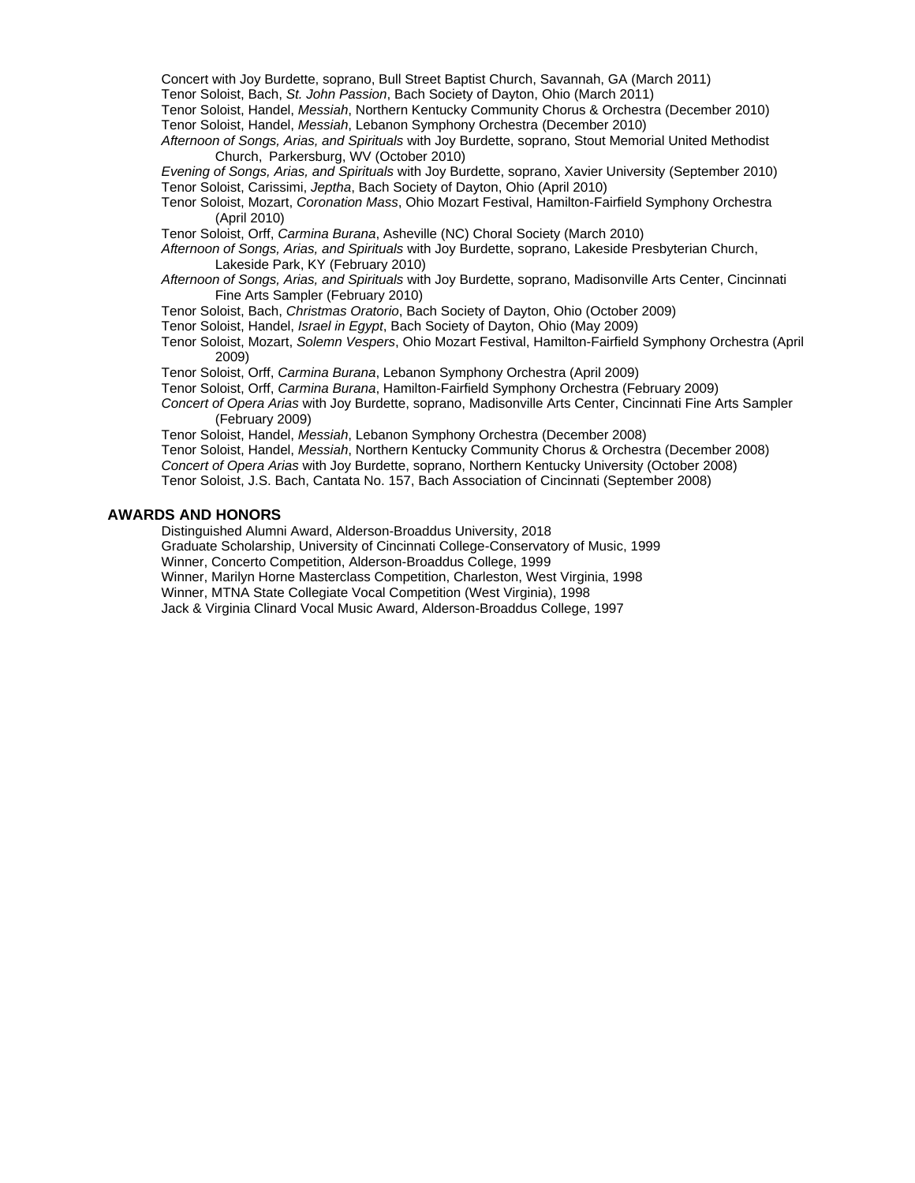Concert with Joy Burdette, soprano, Bull Street Baptist Church, Savannah, GA (March 2011)
Tenor Soloist, Bach, *St. John Passion*, Bach Society of Dayton, Ohio (March 2011)
Tenor Soloist, Handel, *Messiah*, Northern Kentucky Community Chorus & Orchestra (December 2010)
Tenor Soloist, Handel, *Messiah*, Lebanon Symphony Orchestra (December 2010)
*Afternoon of Songs, Arias, and Spirituals* with Joy Burdette, soprano, Stout Memorial United Methodist Church, Parkersburg, WV (October 2010)
*Evening of Songs, Arias, and Spirituals* with Joy Burdette, soprano, Xavier University (September 2010)
Tenor Soloist, Carissimi, *Jeptha*, Bach Society of Dayton, Ohio (April 2010)
Tenor Soloist, Mozart, *Coronation Mass*, Ohio Mozart Festival, Hamilton-Fairfield Symphony Orchestra (April 2010)
Tenor Soloist, Orff, *Carmina Burana*, Asheville (NC) Choral Society (March 2010)
*Afternoon of Songs, Arias, and Spirituals* with Joy Burdette, soprano, Lakeside Presbyterian Church, Lakeside Park, KY (February 2010)
*Afternoon of Songs, Arias, and Spirituals* with Joy Burdette, soprano, Madisonville Arts Center, Cincinnati Fine Arts Sampler (February 2010)
Tenor Soloist, Bach, *Christmas Oratorio*, Bach Society of Dayton, Ohio (October 2009)
Tenor Soloist, Handel, *Israel in Egypt*, Bach Society of Dayton, Ohio (May 2009)
Tenor Soloist, Mozart, *Solemn Vespers*, Ohio Mozart Festival, Hamilton-Fairfield Symphony Orchestra (April 2009)
Tenor Soloist, Orff, *Carmina Burana*, Lebanon Symphony Orchestra (April 2009)
Tenor Soloist, Orff, *Carmina Burana*, Hamilton-Fairfield Symphony Orchestra (February 2009)
*Concert of Opera Arias* with Joy Burdette, soprano, Madisonville Arts Center, Cincinnati Fine Arts Sampler (February 2009)
Tenor Soloist, Handel, *Messiah*, Lebanon Symphony Orchestra (December 2008)
Tenor Soloist, Handel, *Messiah*, Northern Kentucky Community Chorus & Orchestra (December 2008)
*Concert of Opera Arias* with Joy Burdette, soprano, Northern Kentucky University (October 2008)
Tenor Soloist, J.S. Bach, Cantata No. 157, Bach Association of Cincinnati (September 2008)

## AWARDS AND HONORS

Distinguished Alumni Award, Alderson-Broaddus University, 2018
Graduate Scholarship, University of Cincinnati College-Conservatory of Music, 1999
Winner, Concerto Competition, Alderson-Broaddus College, 1999
Winner, Marilyn Horne Masterclass Competition, Charleston, West Virginia, 1998
Winner, MTNA State Collegiate Vocal Competition (West Virginia), 1998
Jack & Virginia Clinard Vocal Music Award, Alderson-Broaddus College, 1997